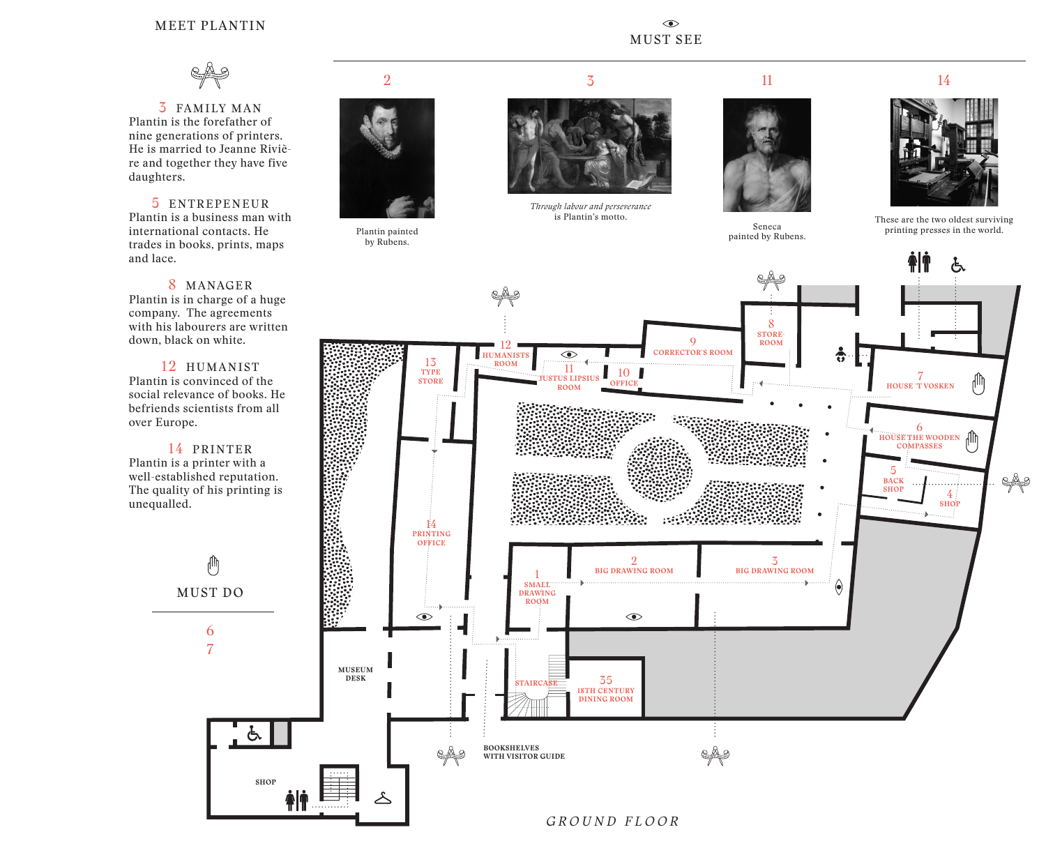## MEET PLANTIN

**3 FAMILY MAN**
Plantin is the forefather of nine generations of printers. He is married to Jeanne Rivière and together they have five daughters.

**5 ENTREPENEUR**
Plantin is a business man with international contacts. He trades in books, prints, maps and lace.

**8 MANAGER**
Plantin is in charge of a huge company. The agreements with his labourers are written down, black on white.

**12 HUMANIST**
Plantin is convinced of the social relevance of books. He befriends scientists from all over Europe.

**14 PRINTER**
Plantin is a printer with a well-established reputation. The quality of his printing is unequalled.

## MUST DO

6
7

## MUST SEE

**2**
Plantin painted by Rubens.

**3**
*Through labour and perseverance* is Plantin's motto.

**11**
Seneca painted by Rubens.

**14**
These are the two oldest surviving printing presses in the world.

## GROUND FLOOR

- 1 SMALL DRAWING ROOM
- 2 BIG DRAWING ROOM
- 3 BIG DRAWING ROOM
- 4 SHOP
- 5 BACK SHOP
- 6 HOUSE THE WOODEN COMPASSES
- 7 HOUSE 'T VOSKEN
- 8 STORE-ROOM
- 9 CORRECTOR'S ROOM
- 10 OFFICE
- 11 JUSTUS LIPSIUS ROOM
- 12 HUMANISTS ROOM
- 13 TYPE STORE
- 14 PRINTING OFFICE
- 35 18TH CENTURY DINING ROOM
- STAIRCASE
- MUSEUM DESK
- SHOP
- BOOKSHELVES WITH VISITOR GUIDE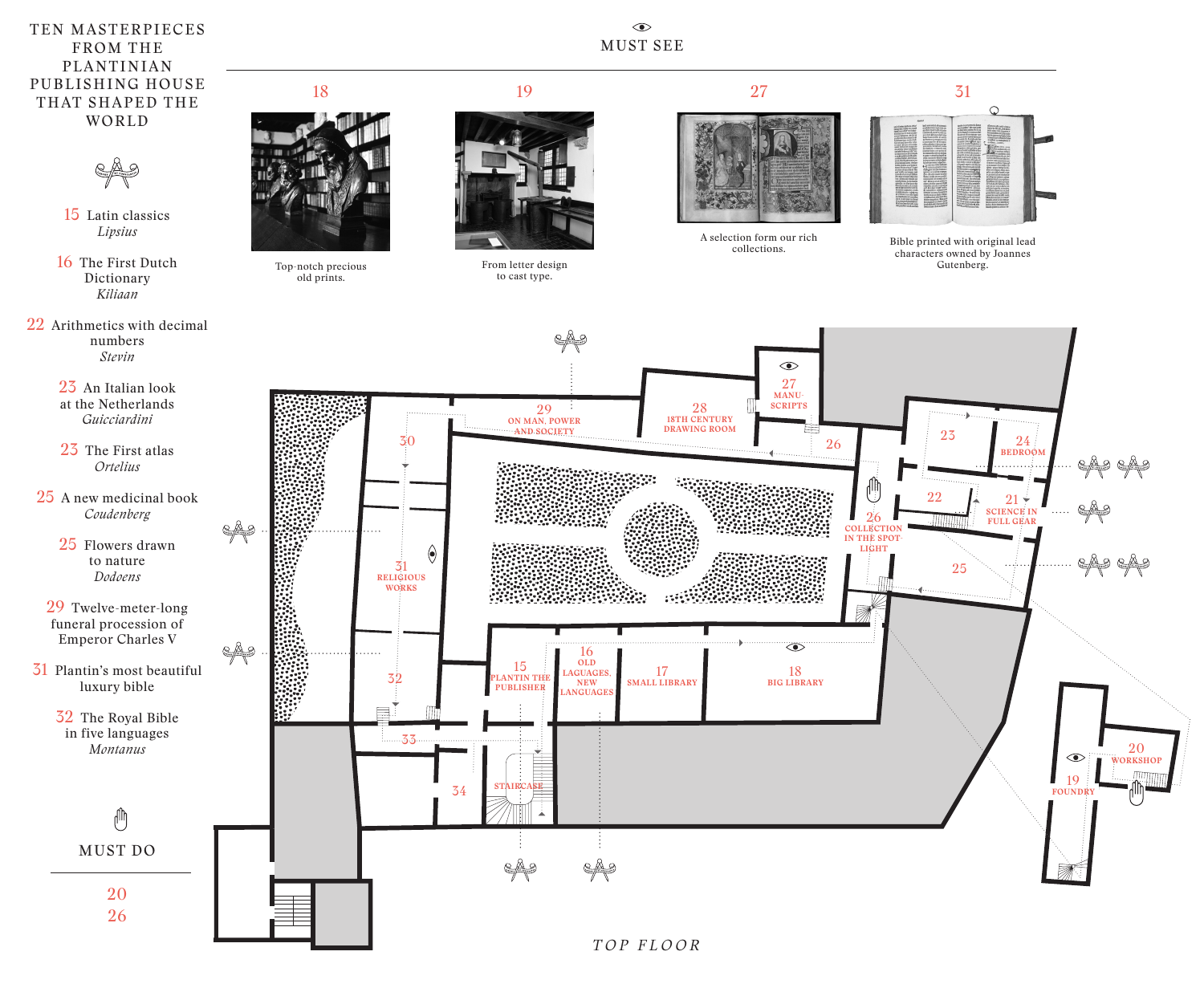# TEN MASTERPIECES FROM THE PLANTINIAN PUBLISHING HOUSE THAT SHAPED THE WORLD

15 Latin classics
*Lipsius*

16 The First Dutch Dictionary
*Kiliaan*

22 Arithmetics with decimal numbers
*Stevin*

23 An Italian look at the Netherlands
*Guicciardini*

23 The First atlas
*Ortelius*

25 A new medicinal book
*Coudenberg*

25 Flowers drawn to nature
*Dodoens*

29 Twelve-meter-long funeral procession of Emperor Charles V

31 Plantin's most beautiful luxury bible

32 The Royal Bible in five languages
*Montanus*

## MUST DO

20
26

## MUST SEE

18
Top-notch precious old prints.

19
From letter design to cast type.

27
A selection form our rich collections.

31
Bible printed with original lead characters owned by Joannes Gutenberg.

15 PLANTIN THE PUBLISHER
16 OLD LAGUAGES, NEW LANGUAGES
17 SMALL LIBRARY
18 BIG LIBRARY
19 FOUNDRY
20 WORKSHOP
21 SCIENCE IN FULL GEAR
22
23
24 BEDROOM
25
26 COLLECTION IN THE SPOTLIGHT
27 MANUSCRIPTS
28 18TH CENTURY DRAWING ROOM
29 ON MAN, POWER AND SOCIETY
30
31 RELIGIOUS WORKS
32
33
34
STAIRCASE

*TOP FLOOR*